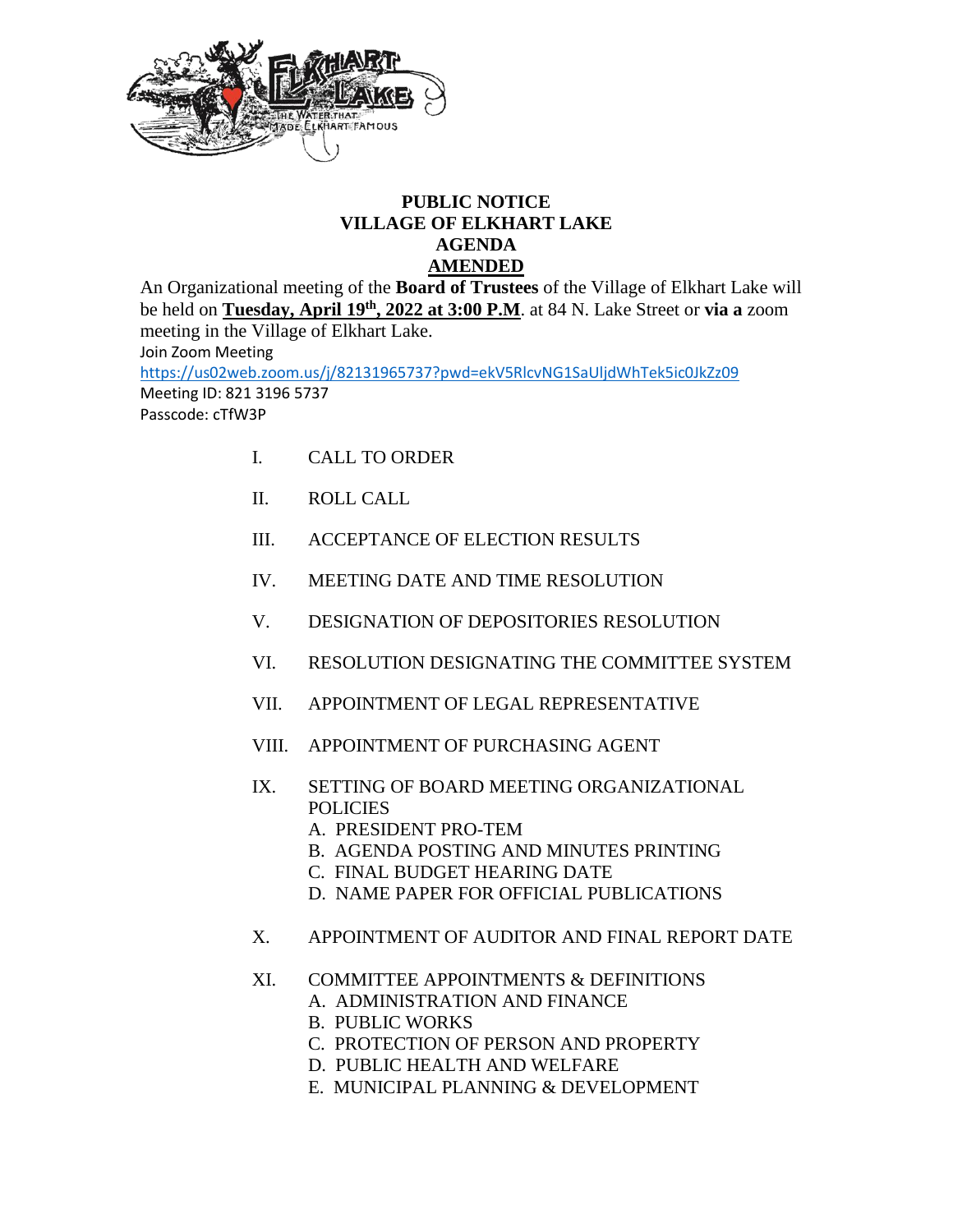**PUBLIC NOTICE**
**VILLAGE OF ELKHART LAKE**
**AGENDA**
**AMENDED**

An Organizational meeting of the **Board of Trustees** of the Village of Elkhart Lake will be held on **Tuesday, April 19th, 2022 at 3:00 P.M**. at 84 N. Lake Street or **via a** zoom meeting in the Village of Elkhart Lake.

Join Zoom Meeting
https://us02web.zoom.us/j/82131965737?pwd=ekV5RlcvNG1SaUljdWhTek5ic0JkZz09
Meeting ID: 821 3196 5737
Passcode: cTfW3P

I. CALL TO ORDER

II. ROLL CALL

III. ACCEPTANCE OF ELECTION RESULTS

IV. MEETING DATE AND TIME RESOLUTION

V. DESIGNATION OF DEPOSITORIES RESOLUTION

VI. RESOLUTION DESIGNATING THE COMMITTEE SYSTEM

VII. APPOINTMENT OF LEGAL REPRESENTATIVE

VIII. APPOINTMENT OF PURCHASING AGENT

IX. SETTING OF BOARD MEETING ORGANIZATIONAL POLICIES
   A. PRESIDENT PRO-TEM
   B. AGENDA POSTING AND MINUTES PRINTING
   C. FINAL BUDGET HEARING DATE
   D. NAME PAPER FOR OFFICIAL PUBLICATIONS

X. APPOINTMENT OF AUDITOR AND FINAL REPORT DATE

XI. COMMITTEE APPOINTMENTS & DEFINITIONS
   A. ADMINISTRATION AND FINANCE
   B. PUBLIC WORKS
   C. PROTECTION OF PERSON AND PROPERTY
   D. PUBLIC HEALTH AND WELFARE
   E. MUNICIPAL PLANNING & DEVELOPMENT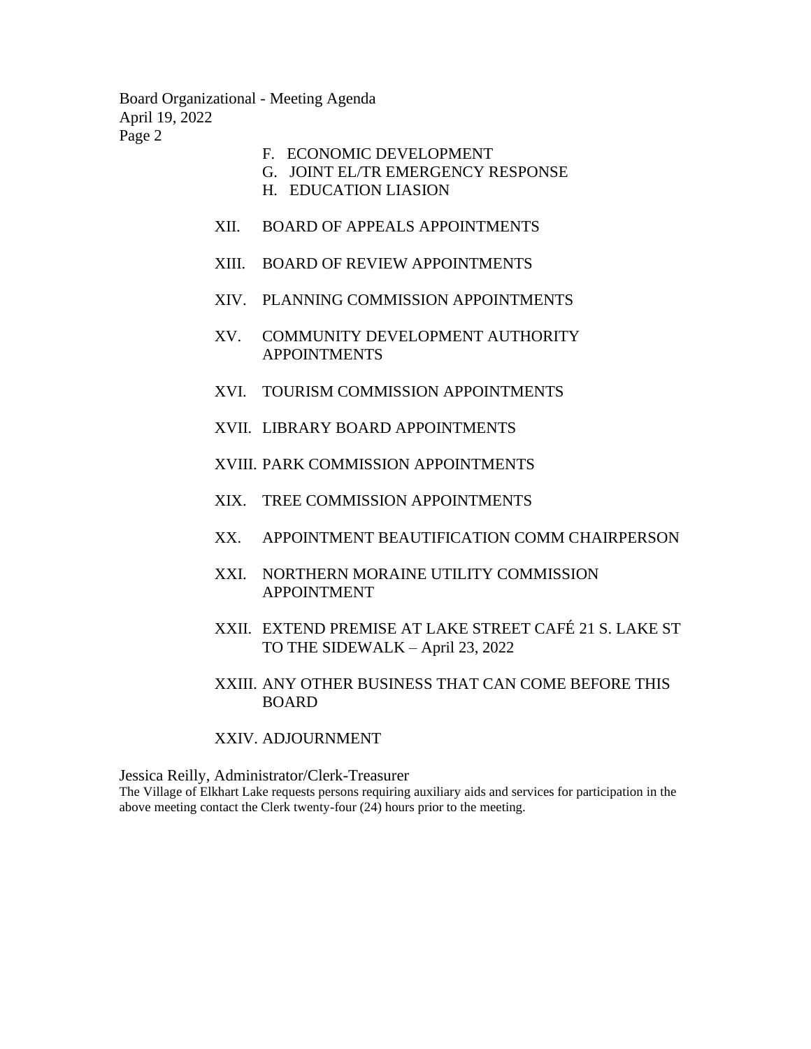F. ECONOMIC DEVELOPMENT
G. JOINT EL/TR EMERGENCY RESPONSE
H. EDUCATION LIASION

XII. BOARD OF APPEALS APPOINTMENTS

XIII. BOARD OF REVIEW APPOINTMENTS

XIV. PLANNING COMMISSION APPOINTMENTS

XV. COMMUNITY DEVELOPMENT AUTHORITY APPOINTMENTS

XVI. TOURISM COMMISSION APPOINTMENTS

XVII. LIBRARY BOARD APPOINTMENTS

XVIII. PARK COMMISSION APPOINTMENTS

XIX. TREE COMMISSION APPOINTMENTS

XX. APPOINTMENT BEAUTIFICATION COMM CHAIRPERSON

XXI. NORTHERN MORAINE UTILITY COMMISSION APPOINTMENT

XXII. EXTEND PREMISE AT LAKE STREET CAFÉ 21 S. LAKE ST TO THE SIDEWALK – April 23, 2022

XXIII. ANY OTHER BUSINESS THAT CAN COME BEFORE THIS BOARD

XXIV. ADJOURNMENT

Jessica Reilly, Administrator/Clerk-Treasurer

The Village of Elkhart Lake requests persons requiring auxiliary aids and services for participation in the above meeting contact the Clerk twenty-four (24) hours prior to the meeting.